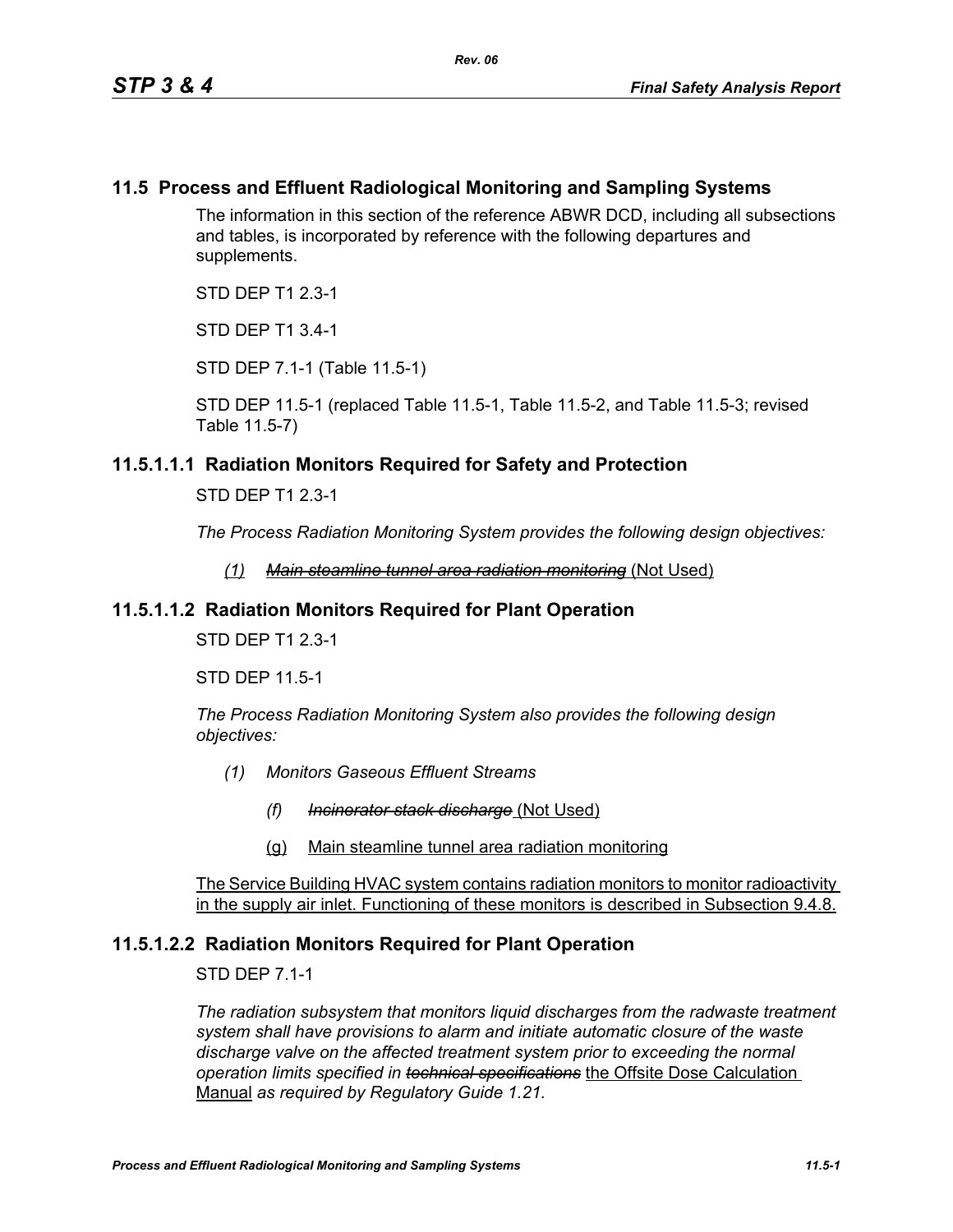## 11.5 Process and Effluent Radiological Monitoring and Sampling Systems

The information in this section of the reference ABWR DCD, including all subsections and tables, is incorporated by reference with the following departures and supplements.

STD DEP T1 2.3-1

STD DEP T1 3.4-1

STD DEP 7.1-1 (Table 11.5-1)

STD DEP 11.5-1 (replaced Table 11.5-1, Table 11.5-2, and Table 11.5-3; revised Table 11.5-7)

### 11.5.1.1.1 Radiation Monitors Required for Safety and Protection

STD DEP T1 2.3-1

*The Process Radiation Monitoring System provides the following design objectives:*

*(1)* ~~*Main steamline tunnel area radiation monitoring*~~ (Not Used)

### 11.5.1.1.2 Radiation Monitors Required for Plant Operation

STD DEP T1 2.3-1

STD DEP 11.5-1

*The Process Radiation Monitoring System also provides the following design objectives:*

*(1) Monitors Gaseous Effluent Streams*

*(f)* ~~*Incinerator stack discharge*~~ (Not Used)

(g) Main steamline tunnel area radiation monitoring

The Service Building HVAC system contains radiation monitors to monitor radioactivity in the supply air inlet. Functioning of these monitors is described in Subsection 9.4.8.

### 11.5.1.2.2 Radiation Monitors Required for Plant Operation

STD DEP 7.1-1

*The radiation subsystem that monitors liquid discharges from the radwaste treatment system shall have provisions to alarm and initiate automatic closure of the waste discharge valve on the affected treatment system prior to exceeding the normal operation limits specified in* ~~*technical specifications*~~ the Offsite Dose Calculation Manual *as required by Regulatory Guide 1.21.*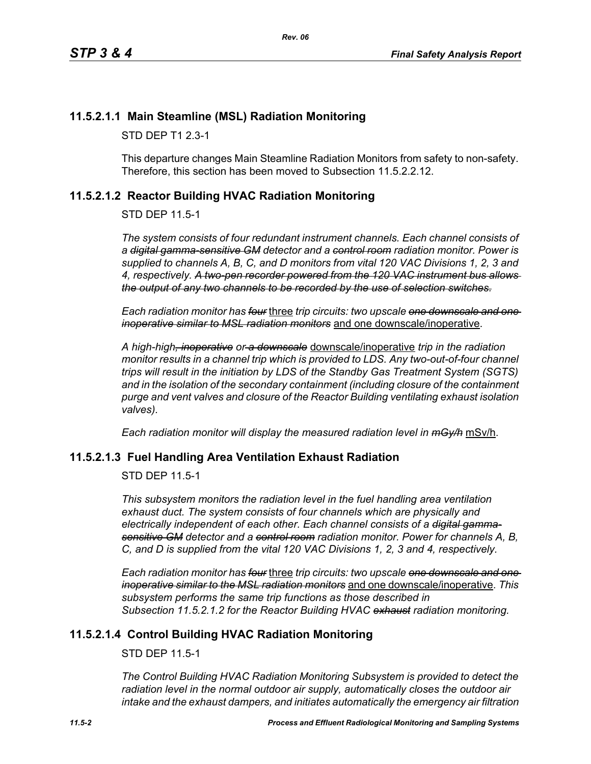### 11.5.2.1.1 Main Steamline (MSL) Radiation Monitoring

STD DEP T1 2.3-1

This departure changes Main Steamline Radiation Monitors from safety to non-safety. Therefore, this section has been moved to Subsection 11.5.2.2.12.

### 11.5.2.1.2 Reactor Building HVAC Radiation Monitoring

STD DEP 11.5-1

*The system consists of four redundant instrument channels. Each channel consists of a ~~digital gamma-sensitive GM~~ detector and a ~~control room~~ radiation monitor. Power is supplied to channels A, B, C, and D monitors from vital 120 VAC Divisions 1, 2, 3 and 4, respectively. ~~A two-pen recorder powered from the 120 VAC instrument bus allows the output of any two channels to be recorded by the use of selection switches.~~*

*Each radiation monitor has ~~four~~* <u>three</u> *trip circuits: two upscale ~~one downscale and one inoperative similar to MSL radiation monitors~~* <u>and one downscale/inoperative</u>.

*A high-high~~, inoperative~~ or~~ a downscale~~* <u>downscale/inoperative</u> *trip in the radiation monitor results in a channel trip which is provided to LDS. Any two-out-of-four channel trips will result in the initiation by LDS of the Standby Gas Treatment System (SGTS) and in the isolation of the secondary containment (including closure of the containment purge and vent valves and closure of the Reactor Building ventilating exhaust isolation valves).*

*Each radiation monitor will display the measured radiation level in ~~mGy/h~~* <u>mSv/h</u>.

### 11.5.2.1.3 Fuel Handling Area Ventilation Exhaust Radiation

STD DEP 11.5-1

*This subsystem monitors the radiation level in the fuel handling area ventilation exhaust duct. The system consists of four channels which are physically and electrically independent of each other. Each channel consists of a ~~digital gamma-sensitive GM~~ detector and a ~~control room~~ radiation monitor. Power for channels A, B, C, and D is supplied from the vital 120 VAC Divisions 1, 2, 3 and 4, respectively.*

*Each radiation monitor has ~~four~~* <u>three</u> *trip circuits: two upscale ~~one downscale and one inoperative similar to the MSL radiation monitors~~* <u>and one downscale/inoperative</u>. *This subsystem performs the same trip functions as those described in Subsection 11.5.2.1.2 for the Reactor Building HVAC ~~exhaust~~ radiation monitoring.*

### 11.5.2.1.4 Control Building HVAC Radiation Monitoring

STD DEP 11.5-1

*The Control Building HVAC Radiation Monitoring Subsystem is provided to detect the radiation level in the normal outdoor air supply, automatically closes the outdoor air intake and the exhaust dampers, and initiates automatically the emergency air filtration*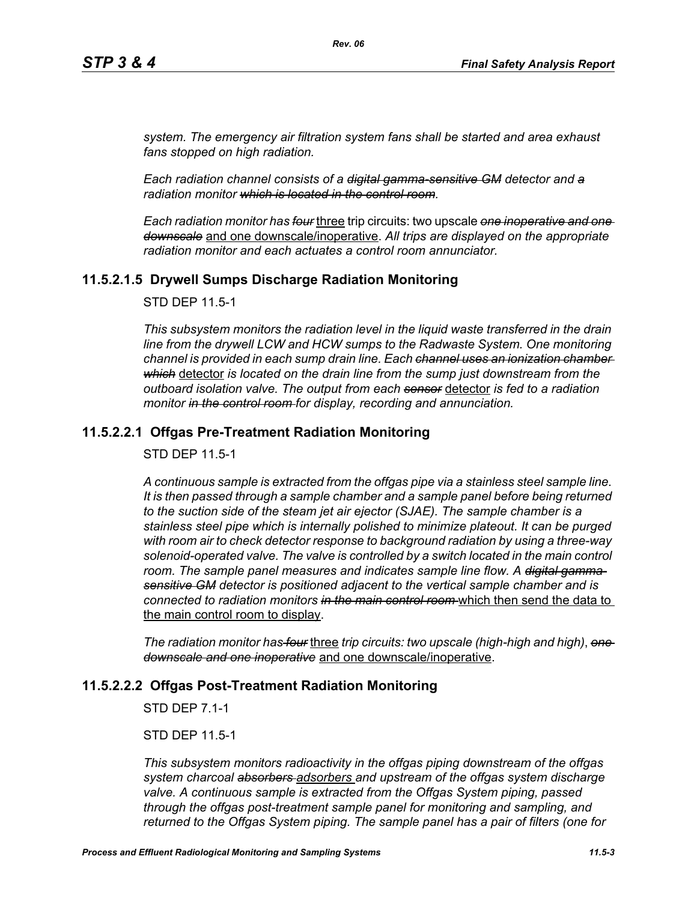*system. The emergency air filtration system fans shall be started and area exhaust fans stopped on high radiation.*

*Each radiation channel consists of a ~~digital gamma-sensitive GM~~ detector and ~~a~~ radiation monitor ~~which is located in the control room~~.*

*Each radiation monitor has ~~four~~* <u>three</u> trip circuits: two upscale *~~one inoperative and one downscale~~* <u>and one downscale/inoperative</u>. *All trips are displayed on the appropriate radiation monitor and each actuates a control room annunciator.*

## 11.5.2.1.5 Drywell Sumps Discharge Radiation Monitoring

STD DEP 11.5-1

*This subsystem monitors the radiation level in the liquid waste transferred in the drain line from the drywell LCW and HCW sumps to the Radwaste System. One monitoring channel is provided in each sump drain line. Each ~~channel uses an ionization chamber which~~* <u>detector</u> *is located on the drain line from the sump just downstream from the outboard isolation valve. The output from each ~~sensor~~* <u>detector</u> *is fed to a radiation monitor ~~in the control room~~ for display, recording and annunciation.*

## 11.5.2.2.1 Offgas Pre-Treatment Radiation Monitoring

STD DEP 11.5-1

*A continuous sample is extracted from the offgas pipe via a stainless steel sample line. It is then passed through a sample chamber and a sample panel before being returned to the suction side of the steam jet air ejector (SJAE). The sample chamber is a stainless steel pipe which is internally polished to minimize plateout. It can be purged with room air to check detector response to background radiation by using a three-way solenoid-operated valve. The valve is controlled by a switch located in the main control room. The sample panel measures and indicates sample line flow. A ~~digital gamma-sensitive GM~~ detector is positioned adjacent to the vertical sample chamber and is connected to radiation monitors ~~in the main control room~~* <u>which then send the data to the main control room to display</u>.

*The radiation monitor has ~~four~~* <u>three</u> *trip circuits: two upscale (high-high and high), ~~one downscale and one inoperative~~* <u>and one downscale/inoperative</u>.

## 11.5.2.2.2 Offgas Post-Treatment Radiation Monitoring

STD DEP 7.1-1

STD DEP 11.5-1

*This subsystem monitors radioactivity in the offgas piping downstream of the offgas system charcoal ~~absorbers~~* <u>adsorbers</u> *and upstream of the offgas system discharge valve. A continuous sample is extracted from the Offgas System piping, passed through the offgas post-treatment sample panel for monitoring and sampling, and returned to the Offgas System piping. The sample panel has a pair of filters (one for*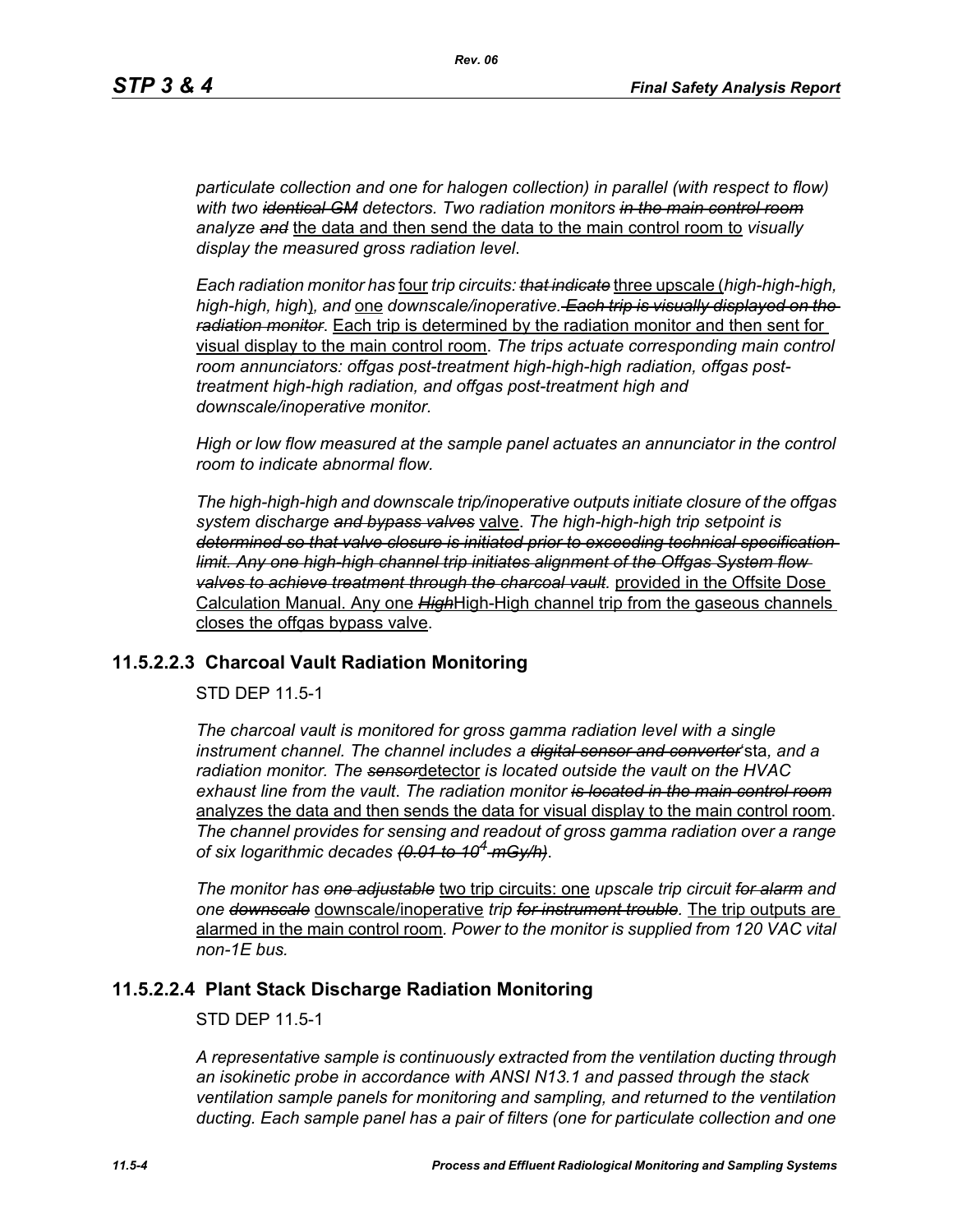*particulate collection and one for halogen collection) in parallel (with respect to flow) with two ~~identical GM~~ detectors. Two radiation monitors ~~in the main control room~~ analyze ~~and~~* the data and then send the data to the main control room to *visually display the measured gross radiation level.*

*Each radiation monitor has* four *trip circuits: ~~that indicate~~* three upscale (*high-high-high, high-high, high*)*, and* one *downscale/inoperative. ~~Each trip is visually displayed on the radiation monitor~~.* Each trip is determined by the radiation monitor and then sent for visual display to the main control room. *The trips actuate corresponding main control room annunciators: offgas post-treatment high-high-high radiation, offgas post-treatment high-high radiation, and offgas post-treatment high and downscale/inoperative monitor.*

*High or low flow measured at the sample panel actuates an annunciator in the control room to indicate abnormal flow.*

*The high-high-high and downscale trip/inoperative outputs initiate closure of the offgas system discharge ~~and bypass valves~~* valve. *The high-high-high trip setpoint is ~~determined so that valve closure is initiated prior to exceeding technical specification limit. Any one high-high channel trip initiates alignment of the Offgas System flow valves to achieve treatment through the charcoal vault.~~* provided in the Offsite Dose Calculation Manual. Any one ~~*High*~~High-High channel trip from the gaseous channels closes the offgas bypass valve.

### 11.5.2.2.3 Charcoal Vault Radiation Monitoring

STD DEP 11.5-1

*The charcoal vault is monitored for gross gamma radiation level with a single instrument channel. The channel includes a ~~digital sensor and converter~~*'sta*, and a radiation monitor. The ~~sensor~~*detector *is located outside the vault on the HVAC exhaust line from the vault. The radiation monitor ~~is located in the main control room~~* analyzes the data and then sends the data for visual display to the main control room. *The channel provides for sensing and readout of gross gamma radiation over a range of six logarithmic decades ~~(0.01 to $10^4$ mGy/h)~~.*

*The monitor has ~~one adjustable~~* two trip circuits: one *upscale trip circuit ~~for alarm~~ and one ~~downscale~~* downscale/inoperative *trip ~~for instrument trouble~~.* The trip outputs are alarmed in the main control room. *Power to the monitor is supplied from 120 VAC vital non-1E bus.*

### 11.5.2.2.4 Plant Stack Discharge Radiation Monitoring

STD DEP 11.5-1

*A representative sample is continuously extracted from the ventilation ducting through an isokinetic probe in accordance with ANSI N13.1 and passed through the stack ventilation sample panels for monitoring and sampling, and returned to the ventilation ducting. Each sample panel has a pair of filters (one for particulate collection and one*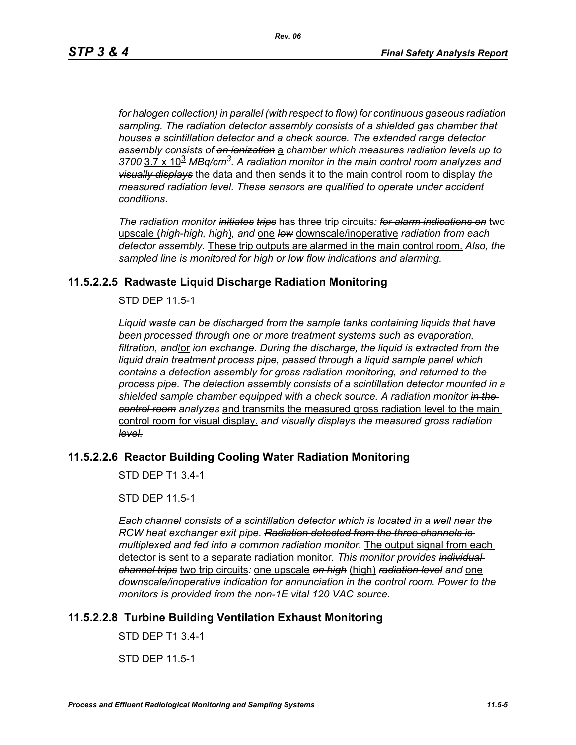*for halogen collection) in parallel (with respect to flow) for continuous gaseous radiation sampling. The radiation detector assembly consists of a shielded gas chamber that houses a ~~scintillation~~ detector and a check source. The extended range detector assembly consists of ~~an ionization~~* a *chamber which measures radiation levels up to ~~3700~~* 3.7 x $10^3$ *MBq/cm$^3$. A radiation monitor ~~in the main control room~~ analyzes ~~and visually displays~~* the data and then sends it to the main control room to display *the measured radiation level. These sensors are qualified to operate under accident conditions*.

*The radiation monitor ~~initiates~~ ~~trips~~* has three trip circuits*: ~~for alarm indications on~~* two upscale (*high-high, high*)*, and* one ~~*low*~~ downscale/inoperative *radiation from each detector assembly.* These trip outputs are alarmed in the main control room. *Also, the sampled line is monitored for high or low flow indications and alarming.*

### 11.5.2.2.5 Radwaste Liquid Discharge Radiation Monitoring

STD DEP 11.5-1

*Liquid waste can be discharged from the sample tanks containing liquids that have been processed through one or more treatment systems such as evaporation, filtration, and*/or *ion exchange. During the discharge, the liquid is extracted from the liquid drain treatment process pipe, passed through a liquid sample panel which contains a detection assembly for gross radiation monitoring, and returned to the process pipe. The detection assembly consists of a ~~scintillation~~ detector mounted in a shielded sample chamber equipped with a check source. A radiation monitor ~~in the control room~~ analyzes* and transmits the measured gross radiation level to the main control room for visual display. ~~*and visually displays the measured gross radiation level.*~~

### 11.5.2.2.6 Reactor Building Cooling Water Radiation Monitoring

STD DEP T1 3.4-1

STD DEP 11.5-1

*Each channel consists of a ~~scintillation~~ detector which is located in a well near the RCW heat exchanger exit pipe. ~~Radiation detected from the three channels is multiplexed and fed into a common radiation monitor.~~* The output signal from each detector is sent to a separate radiation monitor*. This monitor provides ~~individual channel trips~~* two trip circuits*:* one upscale ~~*on high*~~ (high) ~~*radiation level*~~ *and* one *downscale/inoperative indication for annunciation in the control room. Power to the monitors is provided from the non-1E vital 120 VAC source*.

### 11.5.2.2.8 Turbine Building Ventilation Exhaust Monitoring

STD DEP T1 3.4-1

STD DEP 11.5-1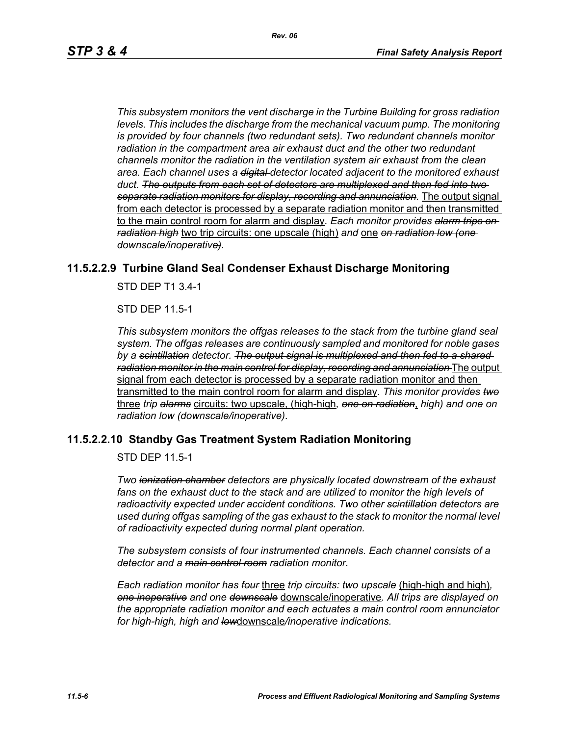*This subsystem monitors the vent discharge in the Turbine Building for gross radiation levels. This includes the discharge from the mechanical vacuum pump. The monitoring is provided by four channels (two redundant sets). Two redundant channels monitor radiation in the compartment area air exhaust duct and the other two redundant channels monitor the radiation in the ventilation system air exhaust from the clean area. Each channel uses a ~~digital~~ detector located adjacent to the monitored exhaust duct. ~~The outputs from each set of detectors are multiplexed and then fed into two separate radiation monitors for display, recording and annunciation.~~* <u>The output signal from each detector is processed by a separate radiation monitor and then transmitted to the main control room for alarm and display</u>. *Each monitor provides ~~alarm trips on radiation high~~* <u>two trip circuits: one upscale (high)</u> *and* <u>one</u> *~~on radiation low (one~~ downscale/inoperative~~)~~.*

## 11.5.2.2.9 Turbine Gland Seal Condenser Exhaust Discharge Monitoring

STD DEP T1 3.4-1

STD DEP 11.5-1

*This subsystem monitors the offgas releases to the stack from the turbine gland seal system. The offgas releases are continuously sampled and monitored for noble gases by a ~~scintillation~~ detector. ~~The output signal is multiplexed and then fed to a shared radiation monitor in the main control for display, recording and annunciation~~* <u>The output signal from each detector is processed by a separate radiation monitor and then transmitted to the main control room for alarm and display</u>. *This monitor provides ~~two~~* <u>three</u> *trip ~~alarms~~* <u>circuits: two upscale, (high-high</u>*, ~~one on radiation~~*<u>,</u> *high) and one on radiation low (downscale/inoperative).*

## 11.5.2.2.10 Standby Gas Treatment System Radiation Monitoring

STD DEP 11.5-1

*Two ~~ionization chamber~~ detectors are physically located downstream of the exhaust fans on the exhaust duct to the stack and are utilized to monitor the high levels of radioactivity expected under accident conditions. Two other ~~scintillation~~ detectors are used during offgas sampling of the gas exhaust to the stack to monitor the normal level of radioactivity expected during normal plant operation.*

*The subsystem consists of four instrumented channels. Each channel consists of a detector and a ~~main control room~~ radiation monitor.*

*Each radiation monitor has ~~four~~* <u>three</u> *trip circuits: two upscale* <u>(high-high and high)</u>*, ~~one inoperative~~ and one ~~downscale~~* <u>downscale/inoperative</u>*. All trips are displayed on the appropriate radiation monitor and each actuates a main control room annunciator for high-high, high and ~~low~~*<u>downscale</u>*/inoperative indications.*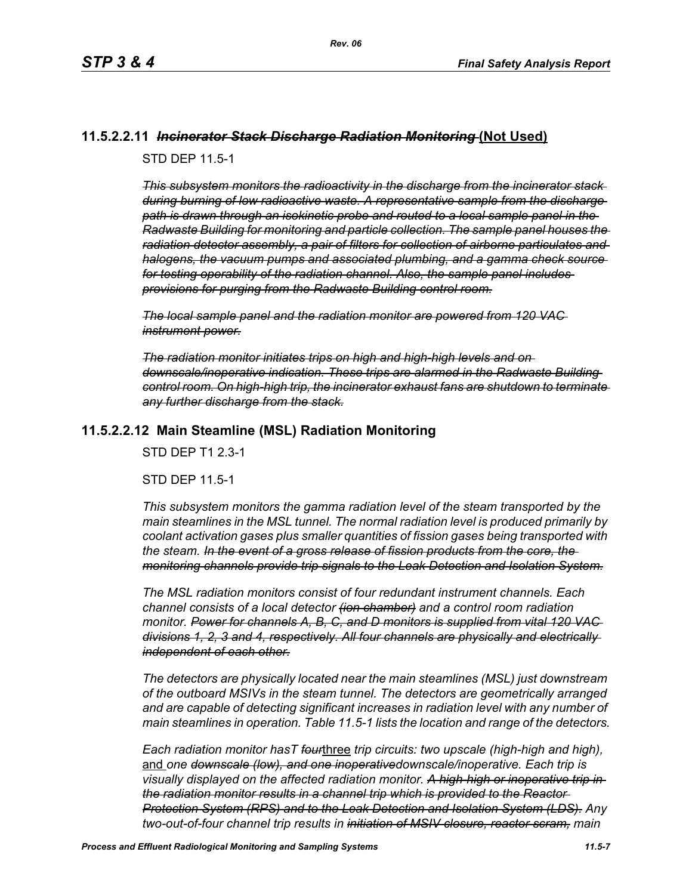### 11.5.2.2.11 ~~*Incinerator Stack Discharge Radiation Monitoring*~~ **(Not Used)**

STD DEP 11.5-1

~~*This subsystem monitors the radioactivity in the discharge from the incinerator stack during burning of low radioactive waste. A representative sample from the discharge path is drawn through an isokinetic probe and routed to a local sample panel in the Radwaste Building for monitoring and particle collection. The sample panel houses the radiation detector assembly, a pair of filters for collection of airborne particulates and halogens, the vacuum pumps and associated plumbing, and a gamma check source for testing operability of the radiation channel. Also, the sample panel includes provisions for purging from the Radwaste Building control room.*~~

~~*The local sample panel and the radiation monitor are powered from 120 VAC instrument power.*~~

~~*The radiation monitor initiates trips on high and high-high levels and on downscale/inoperative indication. These trips are alarmed in the Radwaste Building control room. On high-high trip, the incinerator exhaust fans are shutdown to terminate any further discharge from the stack.*~~

### 11.5.2.2.12 Main Steamline (MSL) Radiation Monitoring

STD DEP T1 2.3-1

STD DEP 11.5-1

*This subsystem monitors the gamma radiation level of the steam transported by the main steamlines in the MSL tunnel. The normal radiation level is produced primarily by coolant activation gases plus smaller quantities of fission gases being transported with the steam.* ~~*In the event of a gross release of fission products from the core, the monitoring channels provide trip signals to the Leak Detection and Isolation System.*~~

*The MSL radiation monitors consist of four redundant instrument channels. Each channel consists of a local detector* ~~*(ion chamber)*~~ *and a control room radiation monitor.* ~~*Power for channels A, B, C, and D monitors is supplied from vital 120 VAC divisions 1, 2, 3 and 4, respectively. All four channels are physically and electrically independent of each other.*~~

*The detectors are physically located near the main steamlines (MSL) just downstream of the outboard MSIVs in the steam tunnel. The detectors are geometrically arranged and are capable of detecting significant increases in radiation level with any number of main steamlines in operation. Table 11.5-1 lists the location and range of the detectors.*

*Each radiation monitor hasT* ~~*four*~~three *trip circuits: two upscale (high-high and high),* and *one* ~~*downscale (low), and one inoperative*~~*downscale/inoperative. Each trip is visually displayed on the affected radiation monitor.* ~~*A high-high or inoperative trip in the radiation monitor results in a channel trip which is provided to the Reactor Protection System (RPS) and to the Leak Detection and Isolation System (LDS).*~~ *Any two-out-of-four channel trip results in* ~~*initiation of MSIV closure, reactor scram,*~~ *main*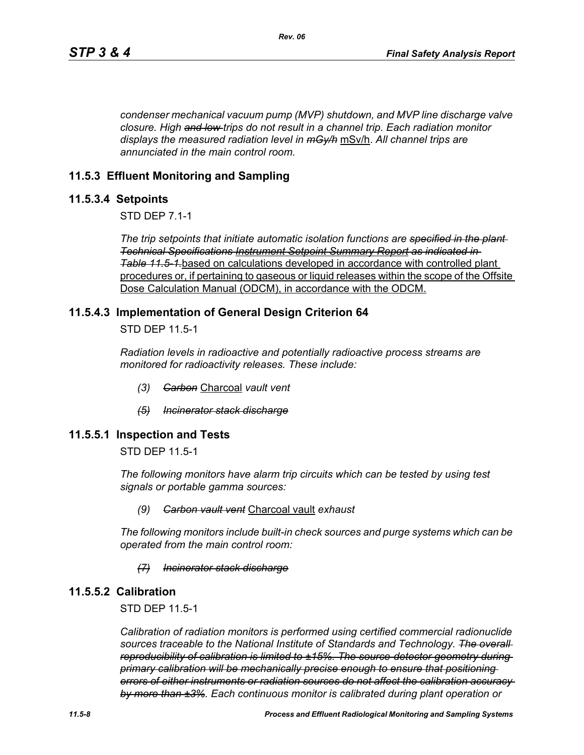*condenser mechanical vacuum pump (MVP) shutdown, and MVP line discharge valve closure. High ~~and low~~ trips do not result in a channel trip. Each radiation monitor displays the measured radiation level in ~~mGy/h~~* mSv/h. *All channel trips are annunciated in the main control room.*

## 11.5.3 Effluent Monitoring and Sampling

## 11.5.3.4 Setpoints

STD DEP 7.1-1

*The trip setpoints that initiate automatic isolation functions are ~~specified in the plant Technical Specifications~~ ~~Instrument Setpoint Summary Report~~ ~~as indicated in Table 11.5-1.~~*based on calculations developed in accordance with controlled plant procedures or, if pertaining to gaseous or liquid releases within the scope of the Offsite Dose Calculation Manual (ODCM), in accordance with the ODCM.

## 11.5.4.3 Implementation of General Design Criterion 64

STD DEP 11.5-1

*Radiation levels in radioactive and potentially radioactive process streams are monitored for radioactivity releases. These include:*

*(3) ~~Carbon~~* Charcoal *vault vent*

*~~(5) Incinerator stack discharge~~*

## 11.5.5.1 Inspection and Tests

STD DEP 11.5-1

*The following monitors have alarm trip circuits which can be tested by using test signals or portable gamma sources:*

*(9) ~~Carbon vault vent~~* Charcoal vault *exhaust*

*The following monitors include built-in check sources and purge systems which can be operated from the main control room:*

*~~(7) Incinerator stack discharge~~*

## 11.5.5.2 Calibration

STD DEP 11.5-1

*Calibration of radiation monitors is performed using certified commercial radionuclide sources traceable to the National Institute of Standards and Technology. ~~The overall reproducibility of calibration is limited to ±15%. The source-detector geometry during primary calibration will be mechanically precise enough to ensure that positioning errors of either instruments or radiation sources do not affect the calibration accuracy by more than ±3%~~. Each continuous monitor is calibrated during plant operation or*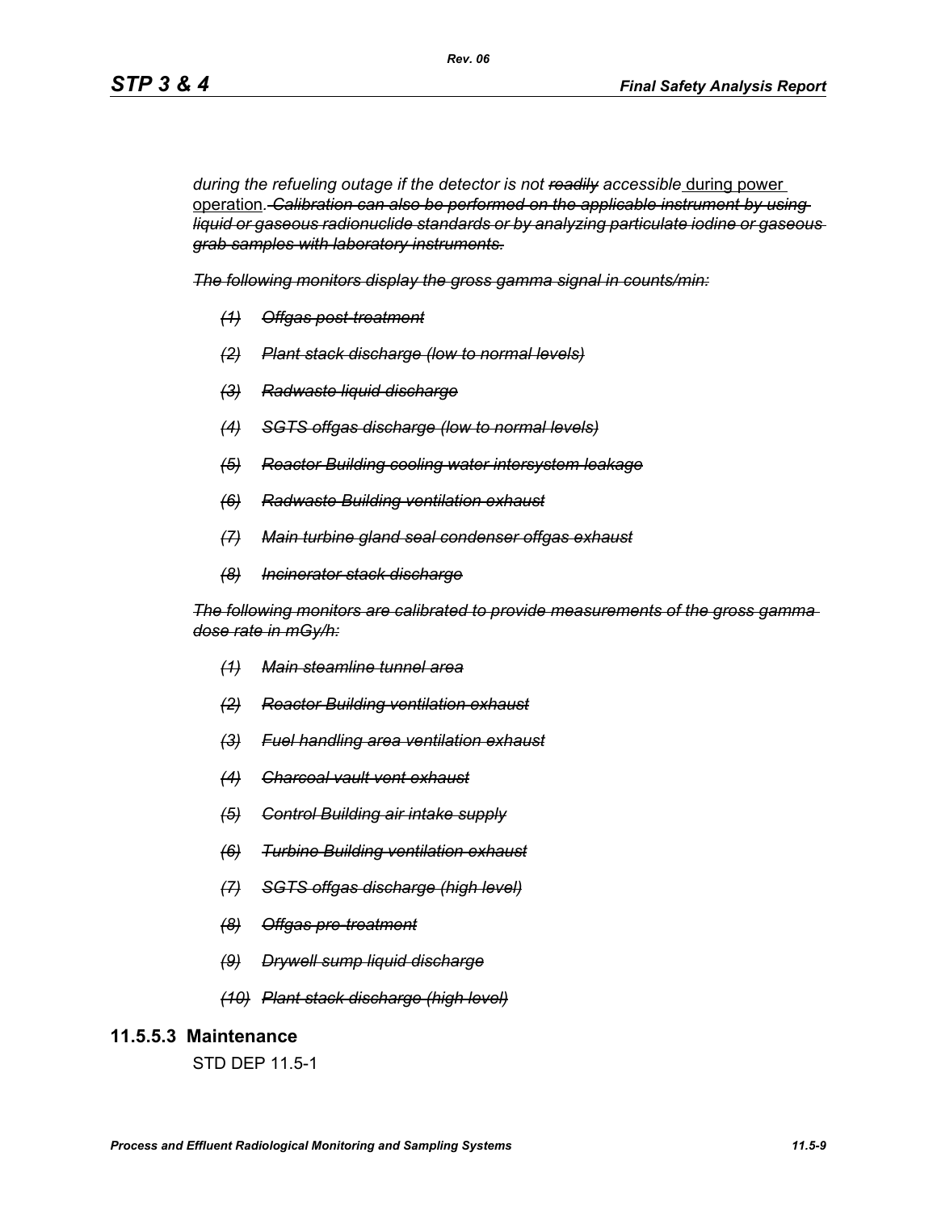*during the refueling outage if the detector is not ~~readily~~ accessible* during power operation*. ~~Calibration can also be performed on the applicable instrument by using liquid or gaseous radionuclide standards or by analyzing particulate iodine or gaseous grab samples with laboratory instruments.~~*

*~~The following monitors display the gross gamma signal in counts/min:~~*

- *~~(1) Offgas post-treatment~~*
- *~~(2) Plant stack discharge (low to normal levels)~~*
- *~~(3) Radwaste liquid discharge~~*
- *~~(4) SGTS offgas discharge (low to normal levels)~~*
- *~~(5) Reactor Building cooling water intersystem leakage~~*
- *~~(6) Radwaste Building ventilation exhaust~~*
- *~~(7) Main turbine gland seal condenser offgas exhaust~~*
- *~~(8) Incinerator stack discharge~~*

*~~The following monitors are calibrated to provide measurements of the gross gamma dose rate in mGy/h:~~*

- *~~(1) Main steamline tunnel area~~*
- *~~(2) Reactor Building ventilation exhaust~~*
- *~~(3) Fuel handling area ventilation exhaust~~*
- *~~(4) Charcoal vault vent exhaust~~*
- *~~(5) Control Building air intake supply~~*
- *~~(6) Turbine Building ventilation exhaust~~*
- *~~(7) SGTS offgas discharge (high level)~~*
- *~~(8) Offgas pre-treatment~~*
- *~~(9) Drywell sump liquid discharge~~*
- *~~(10) Plant stack discharge (high level)~~*

### 11.5.5.3 Maintenance

STD DEP 11.5-1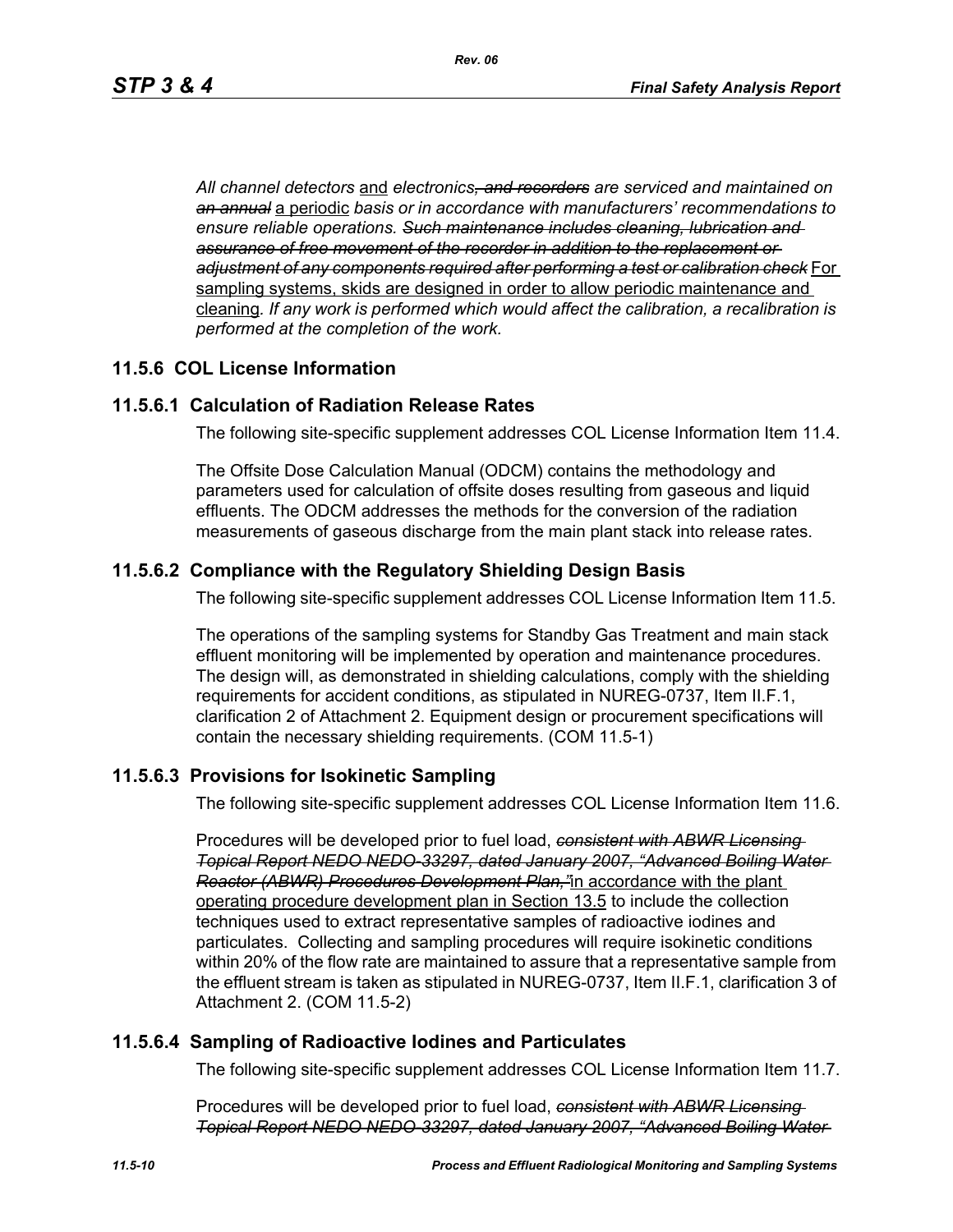*All channel detectors* and *electronics~~, and recorders~~ are serviced and maintained on ~~an annual~~* a periodic *basis or in accordance with manufacturers' recommendations to ensure reliable operations. ~~Such maintenance includes cleaning, lubrication and assurance of free movement of the recorder in addition to the replacement or adjustment of any components required after performing a test or calibration check~~* For sampling systems, skids are designed in order to allow periodic maintenance and cleaning*. If any work is performed which would affect the calibration, a recalibration is performed at the completion of the work.*

## 11.5.6 COL License Information

### 11.5.6.1 Calculation of Radiation Release Rates

The following site-specific supplement addresses COL License Information Item 11.4.

The Offsite Dose Calculation Manual (ODCM) contains the methodology and parameters used for calculation of offsite doses resulting from gaseous and liquid effluents. The ODCM addresses the methods for the conversion of the radiation measurements of gaseous discharge from the main plant stack into release rates.

### 11.5.6.2 Compliance with the Regulatory Shielding Design Basis

The following site-specific supplement addresses COL License Information Item 11.5.

The operations of the sampling systems for Standby Gas Treatment and main stack effluent monitoring will be implemented by operation and maintenance procedures. The design will, as demonstrated in shielding calculations, comply with the shielding requirements for accident conditions, as stipulated in NUREG-0737, Item II.F.1, clarification 2 of Attachment 2. Equipment design or procurement specifications will contain the necessary shielding requirements. (COM 11.5-1)

### 11.5.6.3 Provisions for Isokinetic Sampling

The following site-specific supplement addresses COL License Information Item 11.6.

Procedures will be developed prior to fuel load, ~~*consistent with ABWR Licensing Topical Report NEDO NEDO-33297, dated January 2007, "Advanced Boiling Water Reactor (ABWR) Procedures Development Plan,"*~~in accordance with the plant operating procedure development plan in Section 13.5 to include the collection techniques used to extract representative samples of radioactive iodines and particulates. Collecting and sampling procedures will require isokinetic conditions within 20% of the flow rate are maintained to assure that a representative sample from the effluent stream is taken as stipulated in NUREG-0737, Item II.F.1, clarification 3 of Attachment 2. (COM 11.5-2)

### 11.5.6.4 Sampling of Radioactive Iodines and Particulates

The following site-specific supplement addresses COL License Information Item 11.7.

Procedures will be developed prior to fuel load, ~~*consistent with ABWR Licensing Topical Report NEDO NEDO-33297, dated January 2007, "Advanced Boiling Water*~~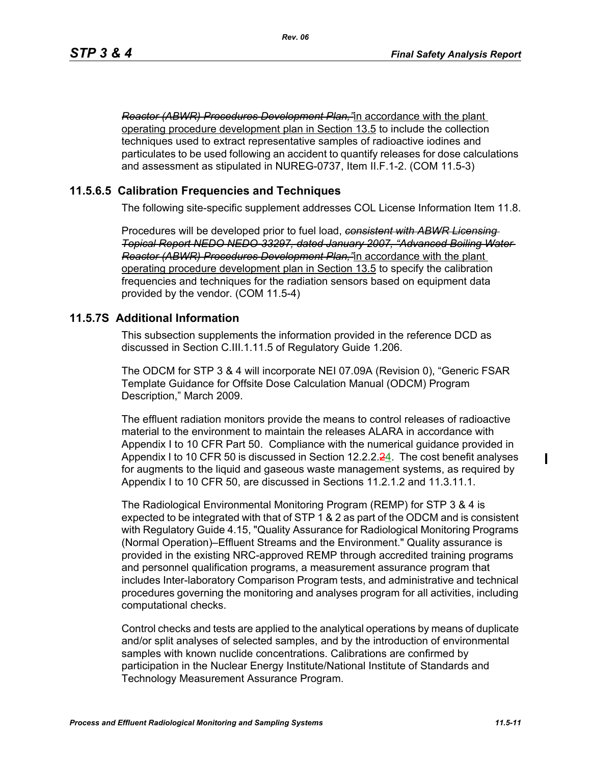~~*Reactor (ABWR) Procedures Development Plan,"*~~in accordance with the plant operating procedure development plan in Section 13.5 to include the collection techniques used to extract representative samples of radioactive iodines and particulates to be used following an accident to quantify releases for dose calculations and assessment as stipulated in NUREG-0737, Item II.F.1-2. (COM 11.5-3)

### 11.5.6.5 Calibration Frequencies and Techniques

The following site-specific supplement addresses COL License Information Item 11.8.

Procedures will be developed prior to fuel load, ~~*consistent with ABWR Licensing Topical Report NEDO NEDO-33297, dated January 2007, "Advanced Boiling Water Reactor (ABWR) Procedures Development Plan,"*~~in accordance with the plant operating procedure development plan in Section 13.5 to specify the calibration frequencies and techniques for the radiation sensors based on equipment data provided by the vendor. (COM 11.5-4)

## 11.5.7S Additional Information

This subsection supplements the information provided in the reference DCD as discussed in Section C.III.1.11.5 of Regulatory Guide 1.206.

The ODCM for STP 3 & 4 will incorporate NEI 07.09A (Revision 0), "Generic FSAR Template Guidance for Offsite Dose Calculation Manual (ODCM) Program Description," March 2009.

The effluent radiation monitors provide the means to control releases of radioactive material to the environment to maintain the releases ALARA in accordance with Appendix I to 10 CFR Part 50. Compliance with the numerical guidance provided in Appendix I to 10 CFR 50 is discussed in Section 12.2.2.~~2~~4. The cost benefit analyses for augments to the liquid and gaseous waste management systems, as required by Appendix I to 10 CFR 50, are discussed in Sections 11.2.1.2 and 11.3.11.1.

The Radiological Environmental Monitoring Program (REMP) for STP 3 & 4 is expected to be integrated with that of STP 1 & 2 as part of the ODCM and is consistent with Regulatory Guide 4.15, "Quality Assurance for Radiological Monitoring Programs (Normal Operation)–Effluent Streams and the Environment." Quality assurance is provided in the existing NRC-approved REMP through accredited training programs and personnel qualification programs, a measurement assurance program that includes Inter-laboratory Comparison Program tests, and administrative and technical procedures governing the monitoring and analyses program for all activities, including computational checks.

Control checks and tests are applied to the analytical operations by means of duplicate and/or split analyses of selected samples, and by the introduction of environmental samples with known nuclide concentrations. Calibrations are confirmed by participation in the Nuclear Energy Institute/National Institute of Standards and Technology Measurement Assurance Program.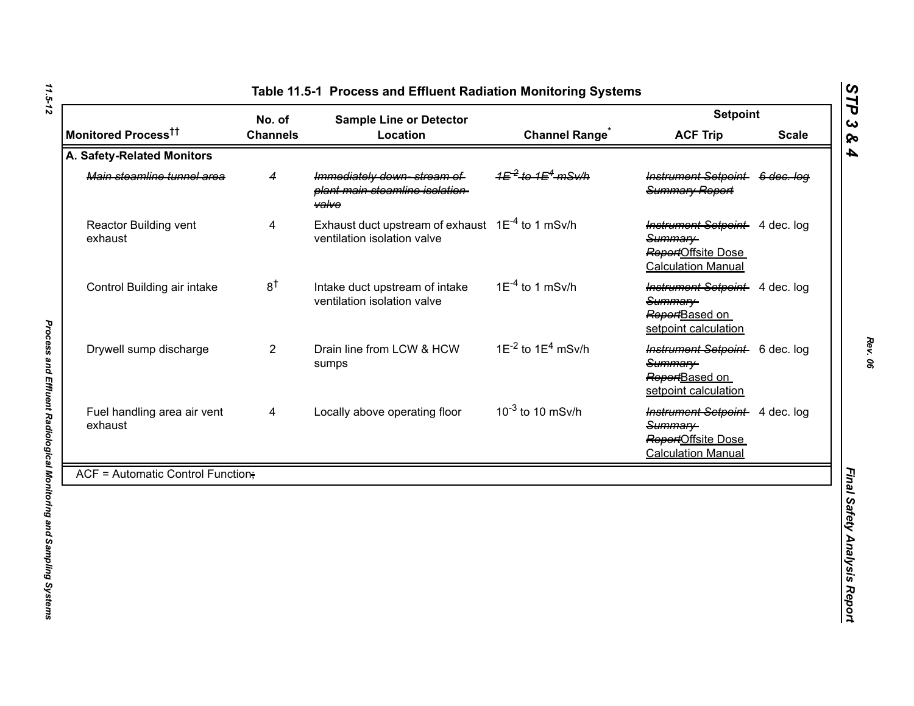# Table 11.5-1 Process and Effluent Radiation Monitoring Systems

| Monitored Process[††] | No. of Channels | Sample Line or Detector Location | Channel Range[*] | Setpoint | |
|---|---|---|---|---|---|
| | | | | ACF Trip | Scale |
| **A. Safety-Related Monitors** | | | | | |
| ~~Main steamline tunnel area~~ | ~~4~~ | ~~Immediately down- stream of plant main steamline isolation valve~~ | ~~$1E^{-2}$ to $1E^{4}$ mSv/h~~ | ~~Instrument Setpoint Summary Report~~ | ~~6 dec. log~~ |
| Reactor Building vent exhaust | 4 | Exhaust duct upstream of exhaust ventilation isolation valve | $1E^{-4}$ to 1 mSv/h | ~~Instrument Setpoint Summary Report~~Offsite Dose Calculation Manual | 4 dec. log |
| Control Building air intake | 8[†] | Intake duct upstream of intake ventilation isolation valve | $1E^{-4}$ to 1 mSv/h | ~~Instrument Setpoint Summary Report~~Based on setpoint calculation | 4 dec. log |
| Drywell sump discharge | 2 | Drain line from LCW & HCW sumps | $1E^{-2}$ to $1E^{4}$ mSv/h | ~~Instrument Setpoint Summary Report~~Based on setpoint calculation | 6 dec. log |
| Fuel handling area air vent exhaust | 4 | Locally above operating floor | $10^{-3}$ to 10 mSv/h | ~~Instrument Setpoint Summary Report~~Offsite Dose Calculation Manual | 4 dec. log |

ACF = Automatic Control Function~~;~~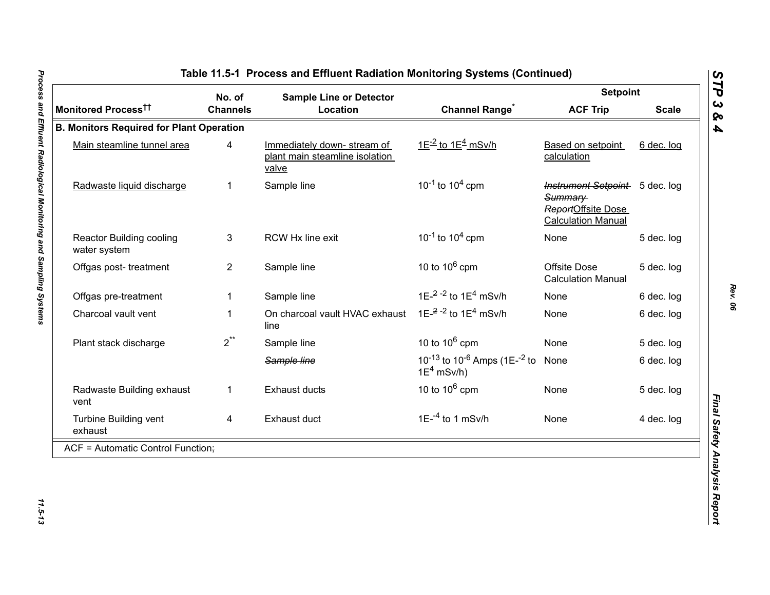Table 11.5-1 Process and Effluent Radiation Monitoring Systems (Continued)

| Monitored Process†† | No. of Channels | Sample Line or Detector Location | Channel Range* | Setpoint ACF Trip | Setpoint Scale |
|---|---|---|---|---|---|
| **B. Monitors Required for Plant Operation** | | | | | |
| Main steamline tunnel area | 4 | Immediately down- stream of plant main steamline isolation valve | 1E-2 to 1E4 mSv/h | Based on setpoint calculation | 6 dec. log |
| Radwaste liquid discharge | 1 | Sample line | $10^{-1}$ to $10^{4}$ cpm | ~~Instrument Setpoint Summary Report~~Offsite Dose Calculation Manual | 5 dec. log |
| Reactor Building cooling water system | 3 | RCW Hx line exit | $10^{-1}$ to $10^{4}$ cpm | None | 5 dec. log |
| Offgas post- treatment | 2 | Sample line | 10 to $10^{6}$ cpm | Offsite Dose Calculation Manual | 5 dec. log |
| Offgas pre-treatment | 1 | Sample line | 1E-~~2~~ -2 to 1E4 mSv/h | None | 6 dec. log |
| Charcoal vault vent | 1 | On charcoal vault HVAC exhaust line | 1E-~~2~~ -2 to 1E4 mSv/h | None | 6 dec. log |
| Plant stack discharge | 2** | Sample line | 10 to $10^{6}$ cpm | None | 5 dec. log |
| | | ~~Sample line~~ | $10^{-13}$ to $10^{-6}$ Amps (1E-2 to 1E4 mSv/h) | None | 6 dec. log |
| Radwaste Building exhaust vent | 1 | Exhaust ducts | 10 to $10^{6}$ cpm | None | 5 dec. log |
| Turbine Building vent exhaust | 4 | Exhaust duct | 1E-4 to 1 mSv/h | None | 4 dec. log |

ACF = Automatic Control Function~~;~~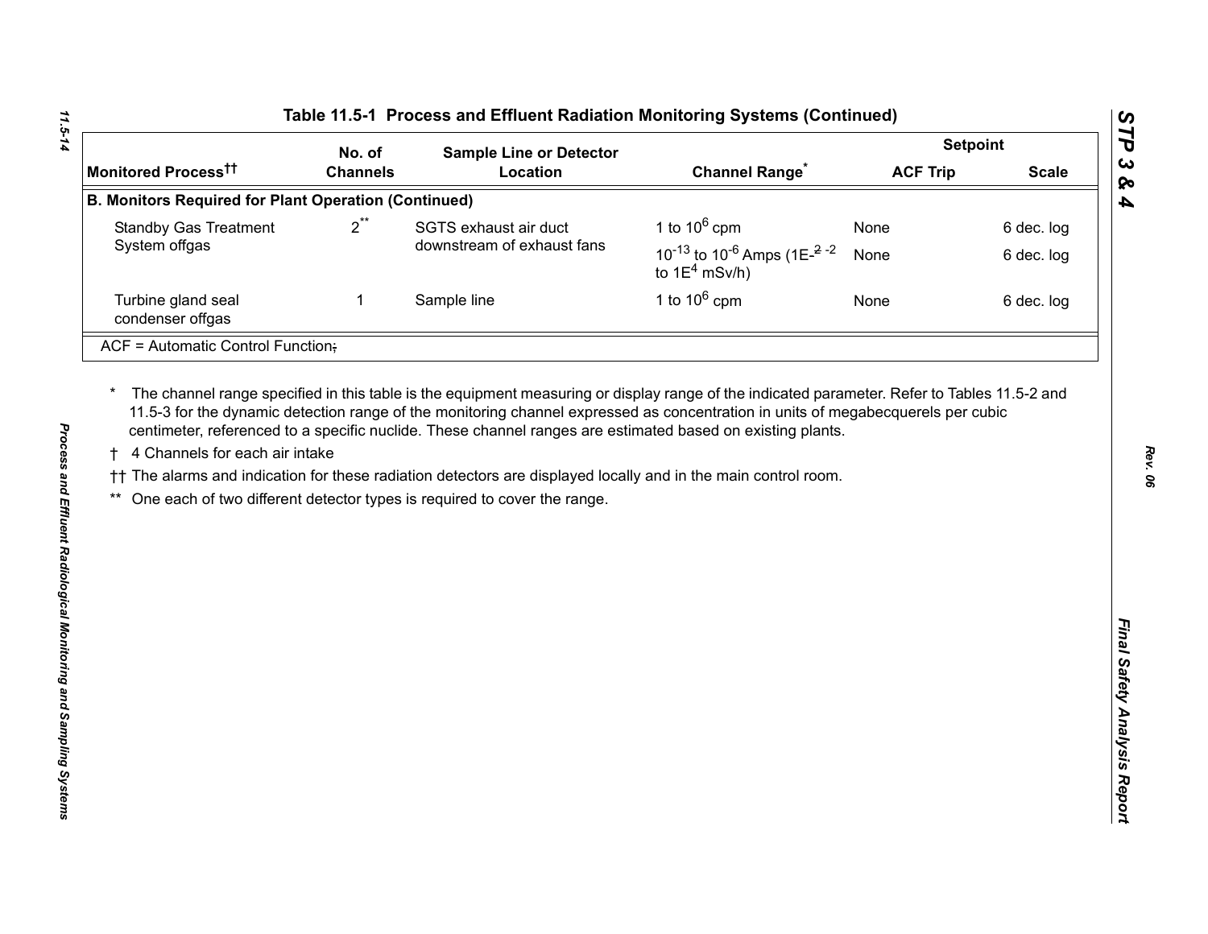### Table 11.5-1 Process and Effluent Radiation Monitoring Systems (Continued)

| Monitored Process†† | No. of Channels | Sample Line or Detector Location | Channel Range* | Setpoint | |
|---|---|---|---|---|---|
| | | | | ACF Trip | Scale |
| **B. Monitors Required for Plant Operation (Continued)** | | | | | |
| Standby Gas Treatment System offgas | 2** | SGTS exhaust air duct downstream of exhaust fans | 1 to $10^6$ cpm | None | 6 dec. log |
| | | | $10^{-13}$ to $10^{-6}$ Amps (1E-2 -2 to 1E4 mSv/h) | None | 6 dec. log |
| Turbine gland seal condenser offgas | 1 | Sample line | 1 to $10^6$ cpm | None | 6 dec. log |

ACF = Automatic Control Function;

\* The channel range specified in this table is the equipment measuring or display range of the indicated parameter. Refer to Tables 11.5-2 and 11.5-3 for the dynamic detection range of the monitoring channel expressed as concentration in units of megabecquerels per cubic centimeter, referenced to a specific nuclide. These channel ranges are estimated based on existing plants.

† 4 Channels for each air intake

†† The alarms and indication for these radiation detectors are displayed locally and in the main control room.

** One each of two different detector types is required to cover the range.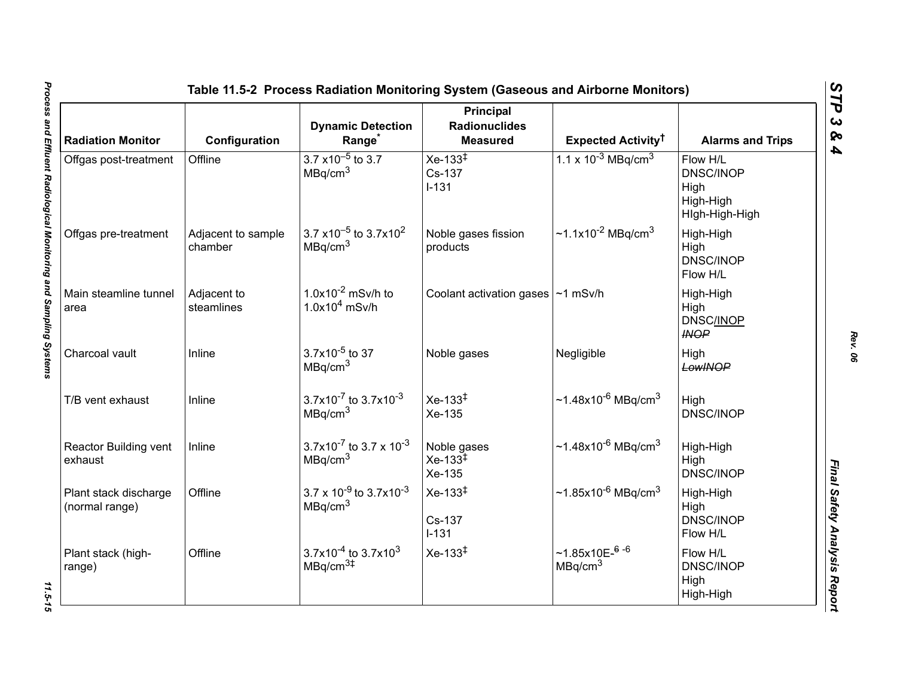## Table 11.5-2 Process Radiation Monitoring System (Gaseous and Airborne Monitors)

| Radiation Monitor | Configuration | Dynamic Detection Range* | Principal Radionuclides Measured | Expected Activity† | Alarms and Trips |
|---|---|---|---|---|---|
| Offgas post-treatment | Offline | $3.7 \times 10^{-5}$ to 3.7 $MBq/cm^3$ | Xe-133‡<br>Cs-137<br>I-131 | $1.1 \times 10^{-3}$ $MBq/cm^3$ | Flow H/L<br>DNSC/INOP<br>High<br>High-High<br>HIgh-High-High |
| Offgas pre-treatment | Adjacent to sample chamber | $3.7 \times 10^{-5}$ to $3.7 \times 10^{2}$ $MBq/cm^3$ | Noble gases fission products | $\sim 1.1 \times 10^{-2}$ $MBq/cm^3$ | High-High<br>High<br>DNSC/INOP<br>Flow H/L |
| Main steamline tunnel area | Adjacent to steamlines | $1.0 \times 10^{-2}$ mSv/h to $1.0 \times 10^{4}$ mSv/h | Coolant activation gases | ~1 mSv/h | High-High<br>High<br>DNSC/INOP<br>~~INOP~~ |
| Charcoal vault | Inline | $3.7 \times 10^{-5}$ to 37 $MBq/cm^3$ | Noble gases | Negligible | High<br>~~LowINOP~~ |
| T/B vent exhaust | Inline | $3.7 \times 10^{-7}$ to $3.7 \times 10^{-3}$ $MBq/cm^3$ | Xe-133‡<br>Xe-135 | $\sim 1.48 \times 10^{-6}$ $MBq/cm^3$ | High<br>DNSC/INOP |
| Reactor Building vent exhaust | Inline | $3.7 \times 10^{-7}$ to $3.7 \times 10^{-3}$ $MBq/cm^3$ | Noble gases<br>Xe-133‡<br>Xe-135 | $\sim 1.48 \times 10^{-6}$ $MBq/cm^3$ | High-High<br>High<br>DNSC/INOP |
| Plant stack discharge (normal range) | Offline | $3.7 \times 10^{-9}$ to $3.7 \times 10^{-3}$ $MBq/cm^3$ | Xe-133‡<br>Cs-137<br>I-131 | $\sim 1.85 \times 10^{-6}$ $MBq/cm^3$ | High-High<br>High<br>DNSC/INOP<br>Flow H/L |
| Plant stack (high-range) | Offline | $3.7 \times 10^{-4}$ to $3.7 \times 10^{3}$ $MBq/cm^3$‡ | Xe-133‡ | ~1.85x10E-~~6~~ -6 $MBq/cm^3$ | Flow H/L<br>DNSC/INOP<br>High<br>High-High |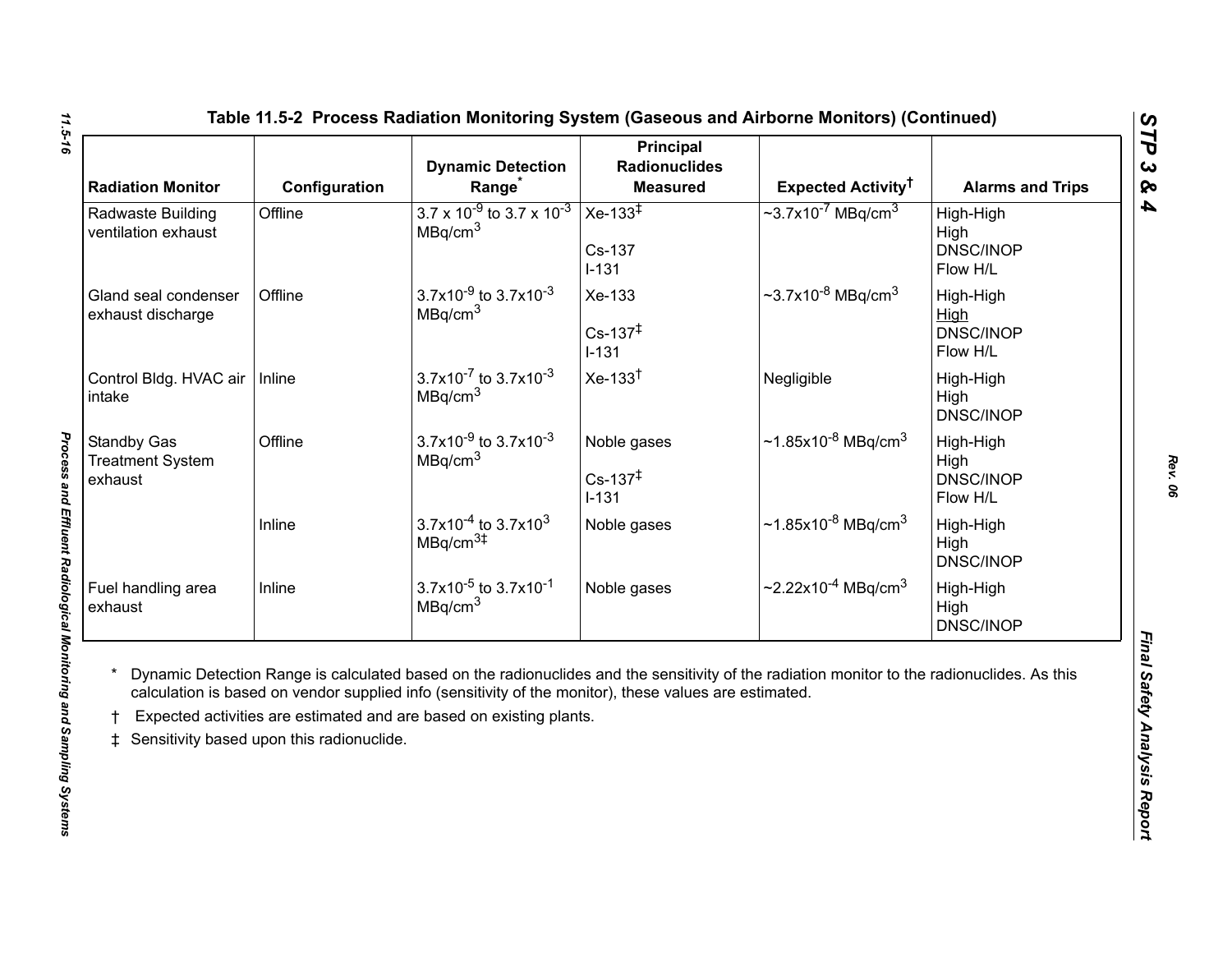## Table 11.5-2 Process Radiation Monitoring System (Gaseous and Airborne Monitors) (Continued)

| Radiation Monitor | Configuration | Dynamic Detection Range* | Principal Radionuclides Measured | Expected Activity† | Alarms and Trips |
|---|---|---|---|---|---|
| Radwaste Building ventilation exhaust | Offline | $3.7 \times 10^{-9}$ to $3.7 \times 10^{-3}$ $MBq/cm^3$ | Xe-133‡<br><br>Cs-137<br>I-131 | ~$3.7 \times 10^{-7}$ $MBq/cm^3$ | High-High<br>High<br>DNSC/INOP<br>Flow H/L |
| Gland seal condenser exhaust discharge | Offline | $3.7 \times 10^{-9}$ to $3.7 \times 10^{-3}$ $MBq/cm^3$ | Xe-133<br><br>Cs-137‡<br>I-131 | ~$3.7 \times 10^{-8}$ $MBq/cm^3$ | High-High<br>High<br>DNSC/INOP<br>Flow H/L |
| Control Bldg. HVAC air intake | Inline | $3.7 \times 10^{-7}$ to $3.7 \times 10^{-3}$ $MBq/cm^3$ | Xe-133† | Negligible | High-High<br>High<br>DNSC/INOP |
| Standby Gas Treatment System exhaust | Offline | $3.7 \times 10^{-9}$ to $3.7 \times 10^{-3}$ $MBq/cm^3$ | Noble gases<br><br>Cs-137‡<br>I-131 | ~$1.85 \times 10^{-8}$ $MBq/cm^3$ | High-High<br>High<br>DNSC/INOP<br>Flow H/L |
| | Inline | $3.7 \times 10^{-4}$ to $3.7 \times 10^{3}$ $MBq/cm^3$‡ | Noble gases | ~$1.85 \times 10^{-8}$ $MBq/cm^3$ | High-High<br>High<br>DNSC/INOP |
| Fuel handling area exhaust | Inline | $3.7 \times 10^{-5}$ to $3.7 \times 10^{-1}$ $MBq/cm^3$ | Noble gases | ~$2.22 \times 10^{-4}$ $MBq/cm^3$ | High-High<br>High<br>DNSC/INOP |

\* Dynamic Detection Range is calculated based on the radionuclides and the sensitivity of the radiation monitor to the radionuclides. As this calculation is based on vendor supplied info (sensitivity of the monitor), these values are estimated.

† Expected activities are estimated and are based on existing plants.

‡ Sensitivity based upon this radionuclide.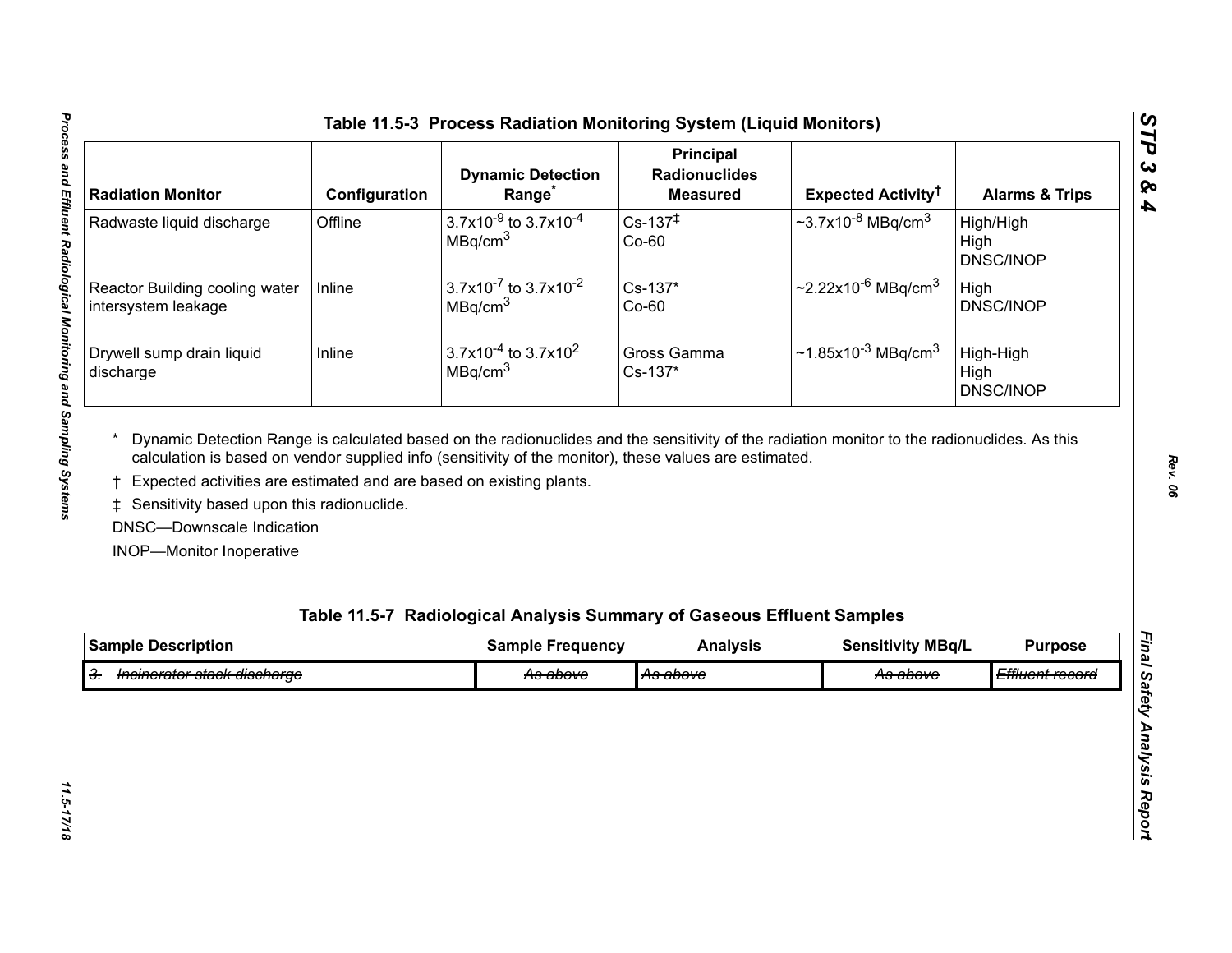## Table 11.5-3 Process Radiation Monitoring System (Liquid Monitors)

| Radiation Monitor | Configuration | Dynamic Detection Range* | Principal Radionuclides Measured | Expected Activity† | Alarms & Trips |
|---|---|---|---|---|---|
| Radwaste liquid discharge | Offline | $3.7x10^{-9}$ to $3.7x10^{-4}$ $MBq/cm^3$ | Cs-137‡<br>Co-60 | ~$3.7x10^{-8}$ $MBq/cm^3$ | High/High<br>High<br>DNSC/INOP |
| Reactor Building cooling water intersystem leakage | Inline | $3.7x10^{-7}$ to $3.7x10^{-2}$ $MBq/cm^3$ | Cs-137*<br>Co-60 | ~$2.22x10^{-6}$ $MBq/cm^3$ | High<br>DNSC/INOP |
| Drywell sump drain liquid discharge | Inline | $3.7x10^{-4}$ to $3.7x10^{2}$ $MBq/cm^3$ | Gross Gamma<br>Cs-137* | ~$1.85x10^{-3}$ $MBq/cm^3$ | High-High<br>High<br>DNSC/INOP |

\* Dynamic Detection Range is calculated based on the radionuclides and the sensitivity of the radiation monitor to the radionuclides. As this calculation is based on vendor supplied info (sensitivity of the monitor), these values are estimated.

† Expected activities are estimated and are based on existing plants.

‡ Sensitivity based upon this radionuclide.

DNSC—Downscale Indication

INOP—Monitor Inoperative

## Table 11.5-7 Radiological Analysis Summary of Gaseous Effluent Samples

| Sample Description | Sample Frequency | Analysis | Sensitivity MBq/L | Purpose |
|---|---|---|---|---|
| ~~3. Incinerator stack discharge~~ | ~~As above~~ | ~~As above~~ | ~~As above~~ | ~~Effluent record~~ |